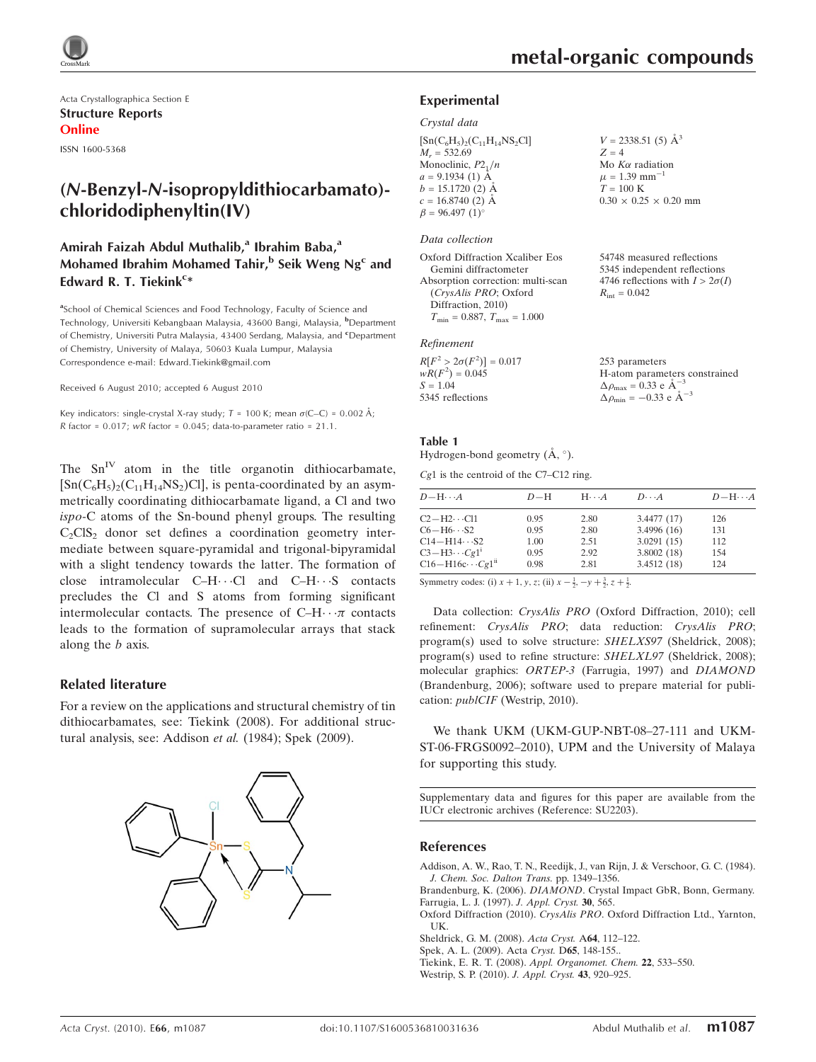Acta Crystallographica Section E

**Structure Reports Online**

ISSN 1600-5368

# (*N*-Benzyl-*N*-isopropyldithiocarbamato)-chloridodiphenyltin(IV)

**Amirah Faizah Abdul Muthalib,[a] Ibrahim Baba,[a] Mohamed Ibrahim Mohamed Tahir,[b] Seik Weng Ng[c] and Edward R. T. Tiekink[c]\***

[a]School of Chemical Sciences and Food Technology, Faculty of Science and Technology, Universiti Kebangbaan Malaysia, 43600 Bangi, Malaysia, [b]Department of Chemistry, Universiti Putra Malaysia, 43400 Serdang, Malaysia, and [c]Department of Chemistry, University of Malaya, 50603 Kuala Lumpur, Malaysia
Correspondence e-mail: Edward.Tiekink@gmail.com

Received 6 August 2010; accepted 6 August 2010

Key indicators: single-crystal X-ray study; $T$ = 100 K; mean $\sigma$(C–C) = 0.002 Å; $R$ factor = 0.017; $wR$ factor = 0.045; data-to-parameter ratio = 21.1.

The $Sn^{IV}$ atom in the title organotin dithiocarbamate, $[Sn(C_6H_5)_2(C_{11}H_{14}NS_2)Cl]$, is penta-coordinated by an asymmetrically coordinating dithiocarbamate ligand, a Cl and two *ispo*-C atoms of the Sn-bound phenyl groups. The resulting $C_2ClS_2$ donor set defines a coordination geometry intermediate between square-pyramidal and trigonal-bipyramidal with a slight tendency towards the latter. The formation of close intramolecular C–H···Cl and C–H···S contacts precludes the Cl and S atoms from forming significant intermolecular contacts. The presence of C–H···$\pi$ contacts leads to the formation of supramolecular arrays that stack along the $b$ axis.

## Related literature

For a review on the applications and structural chemistry of tin dithiocarbamates, see: Tiekink (2008). For additional structural analysis, see: Addison *et al.* (1984); Spek (2009).

## Experimental

### Crystal data

$[Sn(C_6H_5)_2(C_{11}H_{14}NS_2)Cl]$
$M_r$ = 532.69
Monoclinic, $P2_1/n$
$a$ = 9.1934 (1) Å
$b$ = 15.1720 (2) Å
$c$ = 16.8740 (2) Å
$\beta$ = 96.497 (1)°
$V$ = 2338.51 (5) Å$^3$
$Z$ = 4
Mo $K\alpha$ radiation
$\mu$ = 1.39 mm$^{-1}$
$T$ = 100 K
0.30 × 0.25 × 0.20 mm

### Data collection

Oxford Diffraction Xcaliber Eos Gemini diffractometer
Absorption correction: multi-scan (*CrysAlis PRO*; Oxford Diffraction, 2010)
$T_{min}$ = 0.887, $T_{max}$ = 1.000
54748 measured reflections
5345 independent reflections
4746 reflections with $I > 2\sigma(I)$
$R_{int}$ = 0.042

### Refinement

$R[F^2 > 2\sigma(F^2)]$ = 0.017
$wR(F^2)$ = 0.045
$S$ = 1.04
5345 reflections
253 parameters
H-atom parameters constrained
$\Delta\rho_{max}$ = 0.33 e Å$^{-3}$
$\Delta\rho_{min}$ = −0.33 e Å$^{-3}$

**Table 1**
Hydrogen-bond geometry (Å, °).

*Cg*1 is the centroid of the C7–C12 ring.

| $D$—H···$A$ | $D$—H | H···$A$ | $D$···$A$ | $D$—H···$A$ |
|---|---|---|---|---|
| C2—H2···Cl1 | 0.95 | 2.80 | 3.4477 (17) | 126 |
| C6—H6···S2 | 0.95 | 2.80 | 3.4996 (16) | 131 |
| C14—H14···S2 | 1.00 | 2.51 | 3.0291 (15) | 112 |
| C3—H3···*Cg*1[i] | 0.95 | 2.92 | 3.8002 (18) | 154 |
| C16—H16c···*Cg*1[ii] | 0.98 | 2.81 | 3.4512 (18) | 124 |

Symmetry codes: (i) $x+1, y, z$; (ii) $x-\frac{1}{2}, -y+\frac{3}{2}, z+\frac{1}{2}$.

Data collection: *CrysAlis PRO* (Oxford Diffraction, 2010); cell refinement: *CrysAlis PRO*; data reduction: *CrysAlis PRO*; program(s) used to solve structure: *SHELXS97* (Sheldrick, 2008); program(s) used to refine structure: *SHELXL97* (Sheldrick, 2008); molecular graphics: *ORTEP-3* (Farrugia, 1997) and *DIAMOND* (Brandenburg, 2006); software used to prepare material for publication: *publCIF* (Westrip, 2010).

We thank UKM (UKM-GUP-NBT-08–27-111 and UKM-ST-06-FRGS0092–2010), UPM and the University of Malaya for supporting this study.

Supplementary data and figures for this paper are available from the IUCr electronic archives (Reference: SU2203).

## References

Addison, A. W., Rao, T. N., Reedijk, J., van Rijn, J. & Verschoor, G. C. (1984). *J. Chem. Soc. Dalton Trans.* pp. 1349–1356.
Brandenburg, K. (2006). *DIAMOND*. Crystal Impact GbR, Bonn, Germany.
Farrugia, L. J. (1997). *J. Appl. Cryst.* **30**, 565.
Oxford Diffraction (2010). *CrysAlis PRO*. Oxford Diffraction Ltd., Yarnton, UK.
Sheldrick, G. M. (2008). *Acta Cryst.* A**64**, 112–122.
Spek, A. L. (2009). Acta *Cryst.* D**65**, 148-155..
Tiekink, E. R. T. (2008). *Appl. Organomet. Chem.* **22**, 533–550.
Westrip, S. P. (2010). *J. Appl. Cryst.* **43**, 920–925.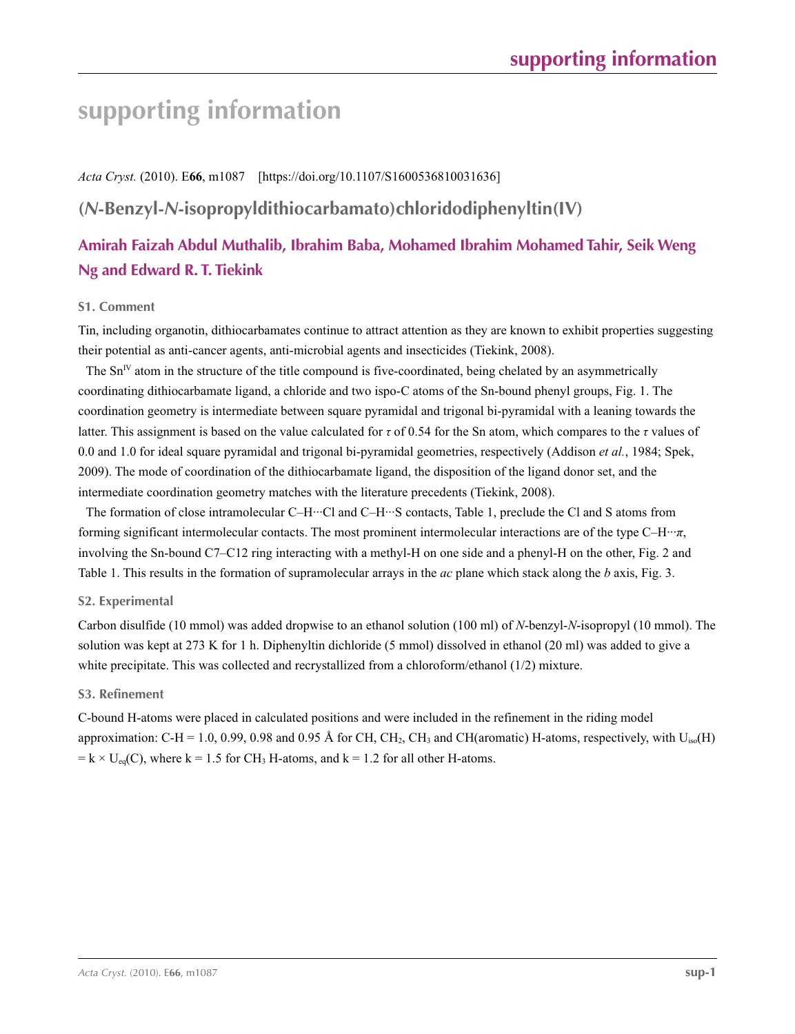# supporting information

*Acta Cryst.* (2010). E**66**, m1087 [https://doi.org/10.1107/S1600536810031636]

## (*N*-Benzyl-*N*-isopropyldithiocarbamato)chloridodiphenyltin(IV)

### Amirah Faizah Abdul Muthalib, Ibrahim Baba, Mohamed Ibrahim Mohamed Tahir, Seik Weng Ng and Edward R. T. Tiekink

### S1. Comment

Tin, including organotin, dithiocarbamates continue to attract attention as they are known to exhibit properties suggesting their potential as anti-cancer agents, anti-microbial agents and insecticides (Tiekink, 2008).

The $Sn^{IV}$ atom in the structure of the title compound is five-coordinated, being chelated by an asymmetrically coordinating dithiocarbamate ligand, a chloride and two ispo-C atoms of the Sn-bound phenyl groups, Fig. 1. The coordination geometry is intermediate between square pyramidal and trigonal bi-pyramidal with a leaning towards the latter. This assignment is based on the value calculated for $\tau$ of 0.54 for the Sn atom, which compares to the $\tau$ values of 0.0 and 1.0 for ideal square pyramidal and trigonal bi-pyramidal geometries, respectively (Addison *et al.*, 1984; Spek, 2009). The mode of coordination of the dithiocarbamate ligand, the disposition of the ligand donor set, and the intermediate coordination geometry matches with the literature precedents (Tiekink, 2008).

The formation of close intramolecular C–H···Cl and C–H···S contacts, Table 1, preclude the Cl and S atoms from forming significant intermolecular contacts. The most prominent intermolecular interactions are of the type C–H···$\pi$, involving the Sn-bound C7–C12 ring interacting with a methyl-H on one side and a phenyl-H on the other, Fig. 2 and Table 1. This results in the formation of supramolecular arrays in the *ac* plane which stack along the *b* axis, Fig. 3.

### S2. Experimental

Carbon disulfide (10 mmol) was added dropwise to an ethanol solution (100 ml) of *N*-benzyl-*N*-isopropyl (10 mmol). The solution was kept at 273 K for 1 h. Diphenyltin dichloride (5 mmol) dissolved in ethanol (20 ml) was added to give a white precipitate. This was collected and recrystallized from a chloroform/ethanol (1/2) mixture.

### S3. Refinement

C-bound H-atoms were placed in calculated positions and were included in the refinement in the riding model approximation: C-H = 1.0, 0.99, 0.98 and 0.95 Å for CH, $CH_2$, $CH_3$ and CH(aromatic) H-atoms, respectively, with $U_{iso}(H) = k \times U_{eq}(C)$, where k = 1.5 for $CH_3$ H-atoms, and k = 1.2 for all other H-atoms.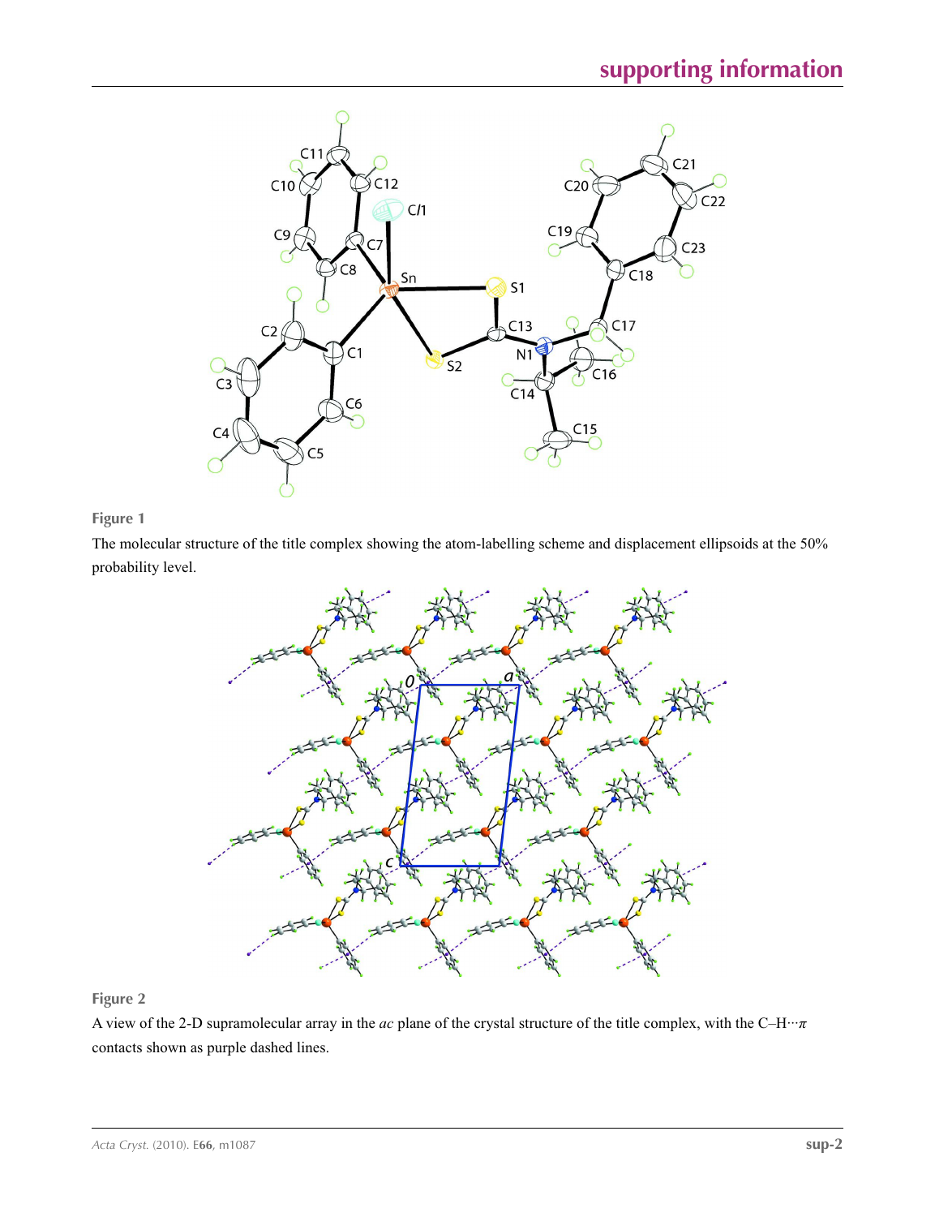**Figure 1**

The molecular structure of the title complex showing the atom-labelling scheme and displacement ellipsoids at the 50% probability level.

**Figure 2**

A view of the 2-D supramolecular array in the *ac* plane of the crystal structure of the title complex, with the C–H···$\pi$ contacts shown as purple dashed lines.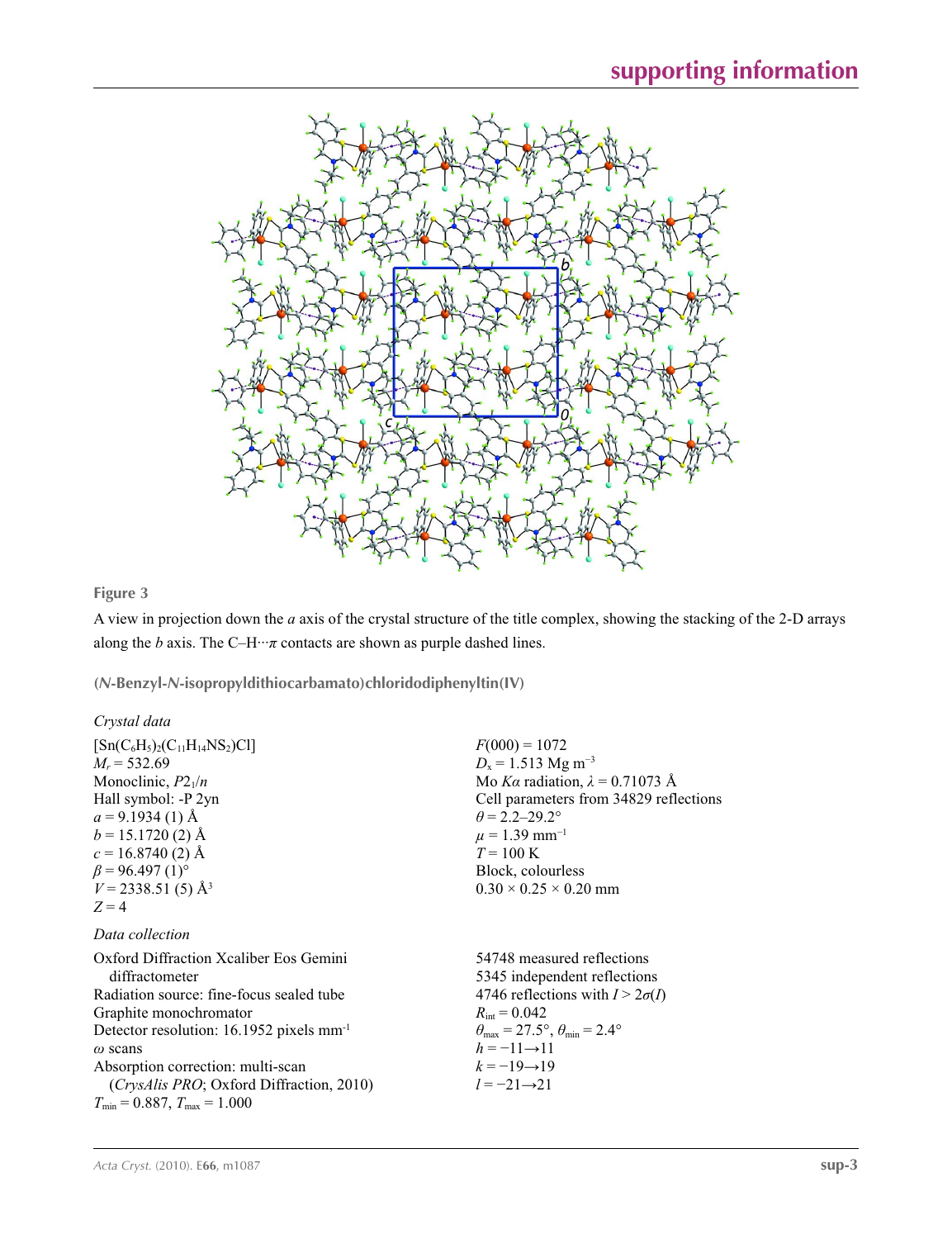**Figure 3**

A view in projection down the *a* axis of the crystal structure of the title complex, showing the stacking of the 2-D arrays along the *b* axis. The C–H···π contacts are shown as purple dashed lines.

**(*N*-Benzyl-*N*-isopropyldithiocarbamato)chloridodiphenyltin(IV)**

*Crystal data*

$[Sn(C_6H_5)_2(C_{11}H_{14}NS_2)Cl]$
$M_r = 532.69$
Monoclinic, $P2_1/n$
Hall symbol: -P 2yn
$a = 9.1934$ (1) Å
$b = 15.1720$ (2) Å
$c = 16.8740$ (2) Å
$\beta = 96.497$ (1)°
$V = 2338.51$ (5) Å$^3$
$Z = 4$
$F(000) = 1072$
$D_x = 1.513$ Mg m$^{-3}$
Mo $K\alpha$ radiation, $\lambda = 0.71073$ Å
Cell parameters from 34829 reflections
$\theta = 2.2$–29.2°
$\mu = 1.39$ mm$^{-1}$
$T = 100$ K
Block, colourless
0.30 × 0.25 × 0.20 mm

*Data collection*

Oxford Diffraction Xcaliber Eos Gemini diffractometer
Radiation source: fine-focus sealed tube
Graphite monochromator
Detector resolution: 16.1952 pixels mm$^{-1}$
$\omega$ scans
Absorption correction: multi-scan (*CrysAlis PRO*; Oxford Diffraction, 2010)
$T_{min} = 0.887$, $T_{max} = 1.000$
54748 measured reflections
5345 independent reflections
4746 reflections with $I > 2\sigma(I)$
$R_{int} = 0.042$
$\theta_{max} = 27.5°$, $\theta_{min} = 2.4°$
$h = -11 \rightarrow 11$
$k = -19 \rightarrow 19$
$l = -21 \rightarrow 21$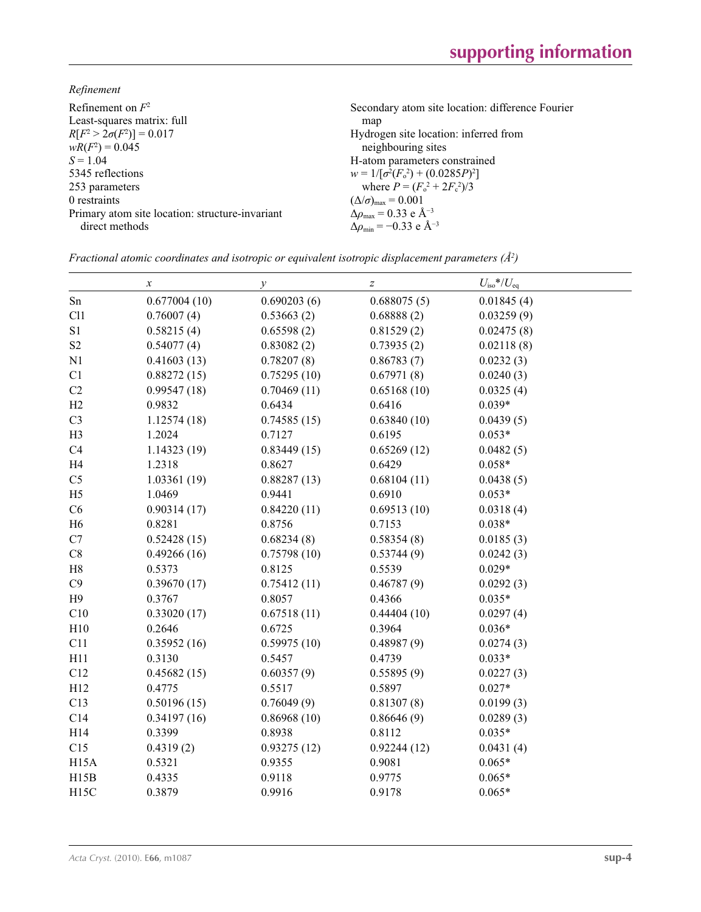*Refinement*

Refinement on $F^2$
Least-squares matrix: full
$R[F^2 > 2\sigma(F^2)] = 0.017$
$wR(F^2) = 0.045$
$S = 1.04$
5345 reflections
253 parameters
0 restraints
Primary atom site location: structure-invariant direct methods
Secondary atom site location: difference Fourier map
Hydrogen site location: inferred from neighbouring sites
H-atom parameters constrained
$w = 1/[\sigma^2(F_o^2) + (0.0285P)^2]$
where $P = (F_o^2 + 2F_c^2)/3$
$(\Delta/\sigma)_{max} = 0.001$
$\Delta\rho_{max} = 0.33$ e Å$^{-3}$
$\Delta\rho_{min} = -0.33$ e Å$^{-3}$

*Fractional atomic coordinates and isotropic or equivalent isotropic displacement parameters (Å$^2$)*

| | $x$ | $y$ | $z$ | $U_{iso}$\*/$U_{eq}$ |
|---|---|---|---|---|
| Sn | 0.677004 (10) | 0.690203 (6) | 0.688075 (5) | 0.01845 (4) |
| Cl1 | 0.76007 (4) | 0.53663 (2) | 0.68888 (2) | 0.03259 (9) |
| S1 | 0.58215 (4) | 0.65598 (2) | 0.81529 (2) | 0.02475 (8) |
| S2 | 0.54077 (4) | 0.83082 (2) | 0.73935 (2) | 0.02118 (8) |
| N1 | 0.41603 (13) | 0.78207 (8) | 0.86783 (7) | 0.0232 (3) |
| C1 | 0.88272 (15) | 0.75295 (10) | 0.67971 (8) | 0.0240 (3) |
| C2 | 0.99547 (18) | 0.70469 (11) | 0.65168 (10) | 0.0325 (4) |
| H2 | 0.9832 | 0.6434 | 0.6416 | 0.039\* |
| C3 | 1.12574 (18) | 0.74585 (15) | 0.63840 (10) | 0.0439 (5) |
| H3 | 1.2024 | 0.7127 | 0.6195 | 0.053\* |
| C4 | 1.14323 (19) | 0.83449 (15) | 0.65269 (12) | 0.0482 (5) |
| H4 | 1.2318 | 0.8627 | 0.6429 | 0.058\* |
| C5 | 1.03361 (19) | 0.88287 (13) | 0.68104 (11) | 0.0438 (5) |
| H5 | 1.0469 | 0.9441 | 0.6910 | 0.053\* |
| C6 | 0.90314 (17) | 0.84220 (11) | 0.69513 (10) | 0.0318 (4) |
| H6 | 0.8281 | 0.8756 | 0.7153 | 0.038\* |
| C7 | 0.52428 (15) | 0.68234 (8) | 0.58354 (8) | 0.0185 (3) |
| C8 | 0.49266 (16) | 0.75798 (10) | 0.53744 (9) | 0.0242 (3) |
| H8 | 0.5373 | 0.8125 | 0.5539 | 0.029\* |
| C9 | 0.39670 (17) | 0.75412 (11) | 0.46787 (9) | 0.0292 (3) |
| H9 | 0.3767 | 0.8057 | 0.4366 | 0.035\* |
| C10 | 0.33020 (17) | 0.67518 (11) | 0.44404 (10) | 0.0297 (4) |
| H10 | 0.2646 | 0.6725 | 0.3964 | 0.036\* |
| C11 | 0.35952 (16) | 0.59975 (10) | 0.48987 (9) | 0.0274 (3) |
| H11 | 0.3130 | 0.5457 | 0.4739 | 0.033\* |
| C12 | 0.45682 (15) | 0.60357 (9) | 0.55895 (9) | 0.0227 (3) |
| H12 | 0.4775 | 0.5517 | 0.5897 | 0.027\* |
| C13 | 0.50196 (15) | 0.76049 (9) | 0.81307 (8) | 0.0199 (3) |
| C14 | 0.34197 (16) | 0.86968 (10) | 0.86646 (9) | 0.0289 (3) |
| H14 | 0.3399 | 0.8938 | 0.8112 | 0.035\* |
| C15 | 0.4319 (2) | 0.93275 (12) | 0.92244 (12) | 0.0431 (4) |
| H15A | 0.5321 | 0.9355 | 0.9081 | 0.065\* |
| H15B | 0.4335 | 0.9118 | 0.9775 | 0.065\* |
| H15C | 0.3879 | 0.9916 | 0.9178 | 0.065\* |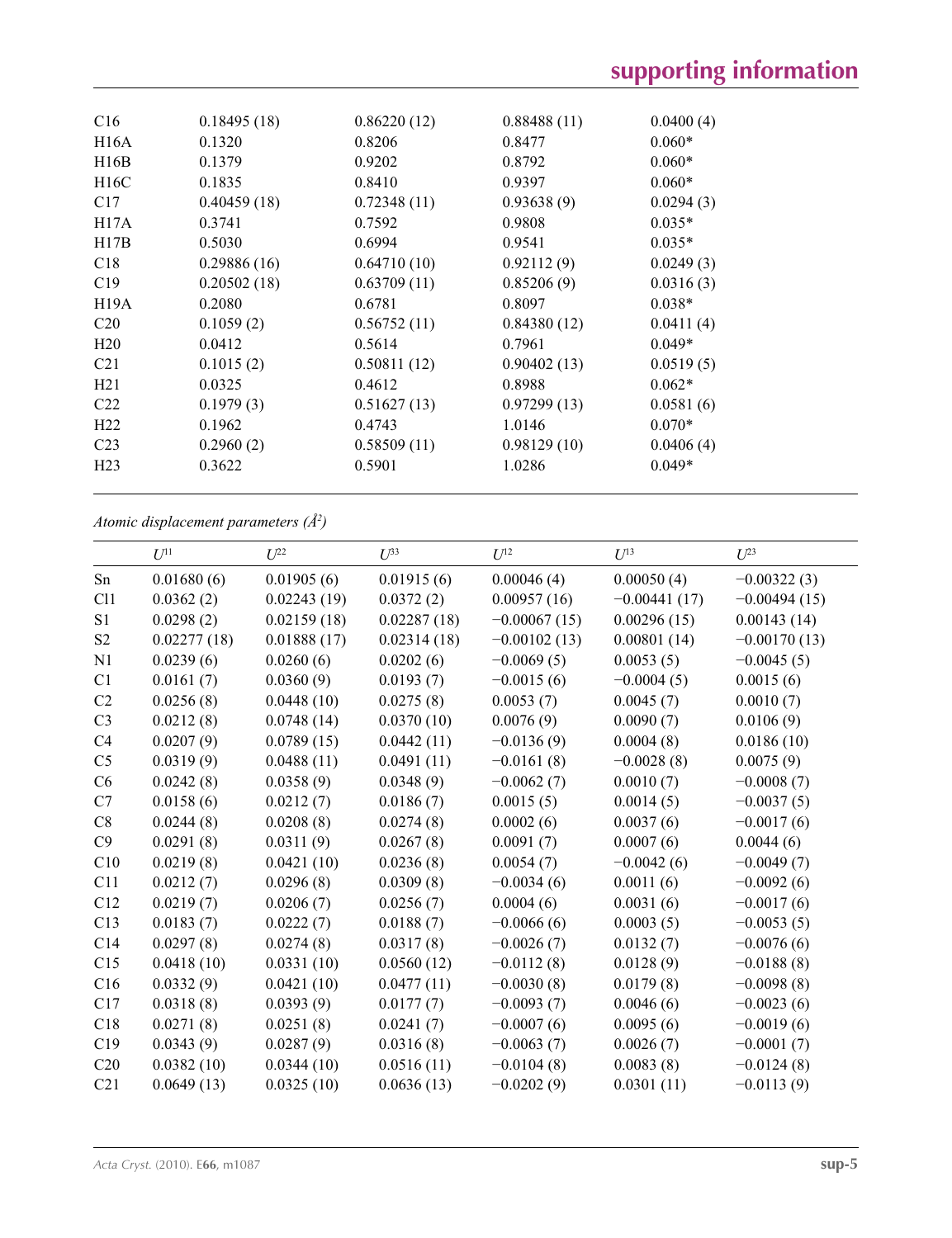| | | | | |
|---|---|---|---|---|
| C16 | 0.18495 (18) | 0.86220 (12) | 0.88488 (11) | 0.0400 (4) |
| H16A | 0.1320 | 0.8206 | 0.8477 | 0.060* |
| H16B | 0.1379 | 0.9202 | 0.8792 | 0.060* |
| H16C | 0.1835 | 0.8410 | 0.9397 | 0.060* |
| C17 | 0.40459 (18) | 0.72348 (11) | 0.93638 (9) | 0.0294 (3) |
| H17A | 0.3741 | 0.7592 | 0.9808 | 0.035* |
| H17B | 0.5030 | 0.6994 | 0.9541 | 0.035* |
| C18 | 0.29886 (16) | 0.64710 (10) | 0.92112 (9) | 0.0249 (3) |
| C19 | 0.20502 (18) | 0.63709 (11) | 0.85206 (9) | 0.0316 (3) |
| H19A | 0.2080 | 0.6781 | 0.8097 | 0.038* |
| C20 | 0.1059 (2) | 0.56752 (11) | 0.84380 (12) | 0.0411 (4) |
| H20 | 0.0412 | 0.5614 | 0.7961 | 0.049* |
| C21 | 0.1015 (2) | 0.50811 (12) | 0.90402 (13) | 0.0519 (5) |
| H21 | 0.0325 | 0.4612 | 0.8988 | 0.062* |
| C22 | 0.1979 (3) | 0.51627 (13) | 0.97299 (13) | 0.0581 (6) |
| H22 | 0.1962 | 0.4743 | 1.0146 | 0.070* |
| C23 | 0.2960 (2) | 0.58509 (11) | 0.98129 (10) | 0.0406 (4) |
| H23 | 0.3622 | 0.5901 | 1.0286 | 0.049* |

*Atomic displacement parameters (Å²)*

| | $U^{11}$ | $U^{22}$ | $U^{33}$ | $U^{12}$ | $U^{13}$ | $U^{23}$ |
|---|---|---|---|---|---|---|
| Sn | 0.01680 (6) | 0.01905 (6) | 0.01915 (6) | 0.00046 (4) | 0.00050 (4) | −0.00322 (3) |
| Cl1 | 0.0362 (2) | 0.02243 (19) | 0.0372 (2) | 0.00957 (16) | −0.00441 (17) | −0.00494 (15) |
| S1 | 0.0298 (2) | 0.02159 (18) | 0.02287 (18) | −0.00067 (15) | 0.00296 (15) | 0.00143 (14) |
| S2 | 0.02277 (18) | 0.01888 (17) | 0.02314 (18) | −0.00102 (13) | 0.00801 (14) | −0.00170 (13) |
| N1 | 0.0239 (6) | 0.0260 (6) | 0.0202 (6) | −0.0069 (5) | 0.0053 (5) | −0.0045 (5) |
| C1 | 0.0161 (7) | 0.0360 (9) | 0.0193 (7) | −0.0015 (6) | −0.0004 (5) | 0.0015 (6) |
| C2 | 0.0256 (8) | 0.0448 (10) | 0.0275 (8) | 0.0053 (7) | 0.0045 (7) | 0.0010 (7) |
| C3 | 0.0212 (8) | 0.0748 (14) | 0.0370 (10) | 0.0076 (9) | 0.0090 (7) | 0.0106 (9) |
| C4 | 0.0207 (9) | 0.0789 (15) | 0.0442 (11) | −0.0136 (9) | 0.0004 (8) | 0.0186 (10) |
| C5 | 0.0319 (9) | 0.0488 (11) | 0.0491 (11) | −0.0161 (8) | −0.0028 (8) | 0.0075 (9) |
| C6 | 0.0242 (8) | 0.0358 (9) | 0.0348 (9) | −0.0062 (7) | 0.0010 (7) | −0.0008 (7) |
| C7 | 0.0158 (6) | 0.0212 (7) | 0.0186 (7) | 0.0015 (5) | 0.0014 (5) | −0.0037 (5) |
| C8 | 0.0244 (8) | 0.0208 (8) | 0.0274 (8) | 0.0002 (6) | 0.0037 (6) | −0.0017 (6) |
| C9 | 0.0291 (8) | 0.0311 (9) | 0.0267 (8) | 0.0091 (7) | 0.0007 (6) | 0.0044 (6) |
| C10 | 0.0219 (8) | 0.0421 (10) | 0.0236 (8) | 0.0054 (7) | −0.0042 (6) | −0.0049 (7) |
| C11 | 0.0212 (7) | 0.0296 (8) | 0.0309 (8) | −0.0034 (6) | 0.0011 (6) | −0.0092 (6) |
| C12 | 0.0219 (7) | 0.0206 (7) | 0.0256 (7) | 0.0004 (6) | 0.0031 (6) | −0.0017 (6) |
| C13 | 0.0183 (7) | 0.0222 (7) | 0.0188 (7) | −0.0066 (6) | 0.0003 (5) | −0.0053 (5) |
| C14 | 0.0297 (8) | 0.0274 (8) | 0.0317 (8) | −0.0026 (7) | 0.0132 (7) | −0.0076 (6) |
| C15 | 0.0418 (10) | 0.0331 (10) | 0.0560 (12) | −0.0112 (8) | 0.0128 (9) | −0.0188 (8) |
| C16 | 0.0332 (9) | 0.0421 (10) | 0.0477 (11) | −0.0030 (8) | 0.0179 (8) | −0.0098 (8) |
| C17 | 0.0318 (8) | 0.0393 (9) | 0.0177 (7) | −0.0093 (7) | 0.0046 (6) | −0.0023 (6) |
| C18 | 0.0271 (8) | 0.0251 (8) | 0.0241 (7) | −0.0007 (6) | 0.0095 (6) | −0.0019 (6) |
| C19 | 0.0343 (9) | 0.0287 (9) | 0.0316 (8) | −0.0063 (7) | 0.0026 (7) | −0.0001 (7) |
| C20 | 0.0382 (10) | 0.0344 (10) | 0.0516 (11) | −0.0104 (8) | 0.0083 (8) | −0.0124 (8) |
| C21 | 0.0649 (13) | 0.0325 (10) | 0.0636 (13) | −0.0202 (9) | 0.0301 (11) | −0.0113 (9) |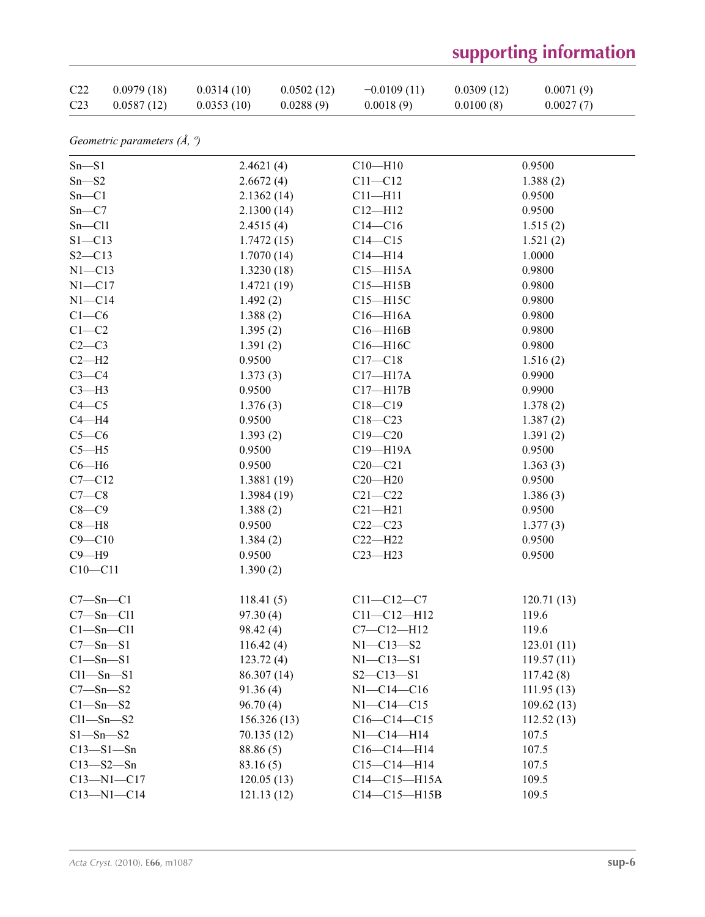| C22 | 0.0979 (18) | 0.0314 (10) | 0.0502 (12) | −0.0109 (11) | 0.0309 (12) | 0.0071 (9) |
|---|---|---|---|---|---|---|
| C23 | 0.0587 (12) | 0.0353 (10) | 0.0288 (9) | 0.0018 (9) | 0.0100 (8) | 0.0027 (7) |

*Geometric parameters (Å, º)*

| | | | |
|---|---|---|---|
| Sn—S1 | 2.4621 (4) | C10—H10 | 0.9500 |
| Sn—S2 | 2.6672 (4) | C11—C12 | 1.388 (2) |
| Sn—C1 | 2.1362 (14) | C11—H11 | 0.9500 |
| Sn—C7 | 2.1300 (14) | C12—H12 | 0.9500 |
| Sn—Cl1 | 2.4515 (4) | C14—C16 | 1.515 (2) |
| S1—C13 | 1.7472 (15) | C14—C15 | 1.521 (2) |
| S2—C13 | 1.7070 (14) | C14—H14 | 1.0000 |
| N1—C13 | 1.3230 (18) | C15—H15A | 0.9800 |
| N1—C17 | 1.4721 (19) | C15—H15B | 0.9800 |
| N1—C14 | 1.492 (2) | C15—H15C | 0.9800 |
| C1—C6 | 1.388 (2) | C16—H16A | 0.9800 |
| C1—C2 | 1.395 (2) | C16—H16B | 0.9800 |
| C2—C3 | 1.391 (2) | C16—H16C | 0.9800 |
| C2—H2 | 0.9500 | C17—C18 | 1.516 (2) |
| C3—C4 | 1.373 (3) | C17—H17A | 0.9900 |
| C3—H3 | 0.9500 | C17—H17B | 0.9900 |
| C4—C5 | 1.376 (3) | C18—C19 | 1.378 (2) |
| C4—H4 | 0.9500 | C18—C23 | 1.387 (2) |
| C5—C6 | 1.393 (2) | C19—C20 | 1.391 (2) |
| C5—H5 | 0.9500 | C19—H19A | 0.9500 |
| C6—H6 | 0.9500 | C20—C21 | 1.363 (3) |
| C7—C12 | 1.3881 (19) | C20—H20 | 0.9500 |
| C7—C8 | 1.3984 (19) | C21—C22 | 1.386 (3) |
| C8—C9 | 1.388 (2) | C21—H21 | 0.9500 |
| C8—H8 | 0.9500 | C22—C23 | 1.377 (3) |
| C9—C10 | 1.384 (2) | C22—H22 | 0.9500 |
| C9—H9 | 0.9500 | C23—H23 | 0.9500 |
| C10—C11 | 1.390 (2) | | |
| | | | |
| C7—Sn—C1 | 118.41 (5) | C11—C12—C7 | 120.71 (13) |
| C7—Sn—Cl1 | 97.30 (4) | C11—C12—H12 | 119.6 |
| C1—Sn—Cl1 | 98.42 (4) | C7—C12—H12 | 119.6 |
| C7—Sn—S1 | 116.42 (4) | N1—C13—S2 | 123.01 (11) |
| C1—Sn—S1 | 123.72 (4) | N1—C13—S1 | 119.57 (11) |
| Cl1—Sn—S1 | 86.307 (14) | S2—C13—S1 | 117.42 (8) |
| C7—Sn—S2 | 91.36 (4) | N1—C14—C16 | 111.95 (13) |
| C1—Sn—S2 | 96.70 (4) | N1—C14—C15 | 109.62 (13) |
| Cl1—Sn—S2 | 156.326 (13) | C16—C14—C15 | 112.52 (13) |
| S1—Sn—S2 | 70.135 (12) | N1—C14—H14 | 107.5 |
| C13—S1—Sn | 88.86 (5) | C16—C14—H14 | 107.5 |
| C13—S2—Sn | 83.16 (5) | C15—C14—H14 | 107.5 |
| C13—N1—C17 | 120.05 (13) | C14—C15—H15A | 109.5 |
| C13—N1—C14 | 121.13 (12) | C14—C15—H15B | 109.5 |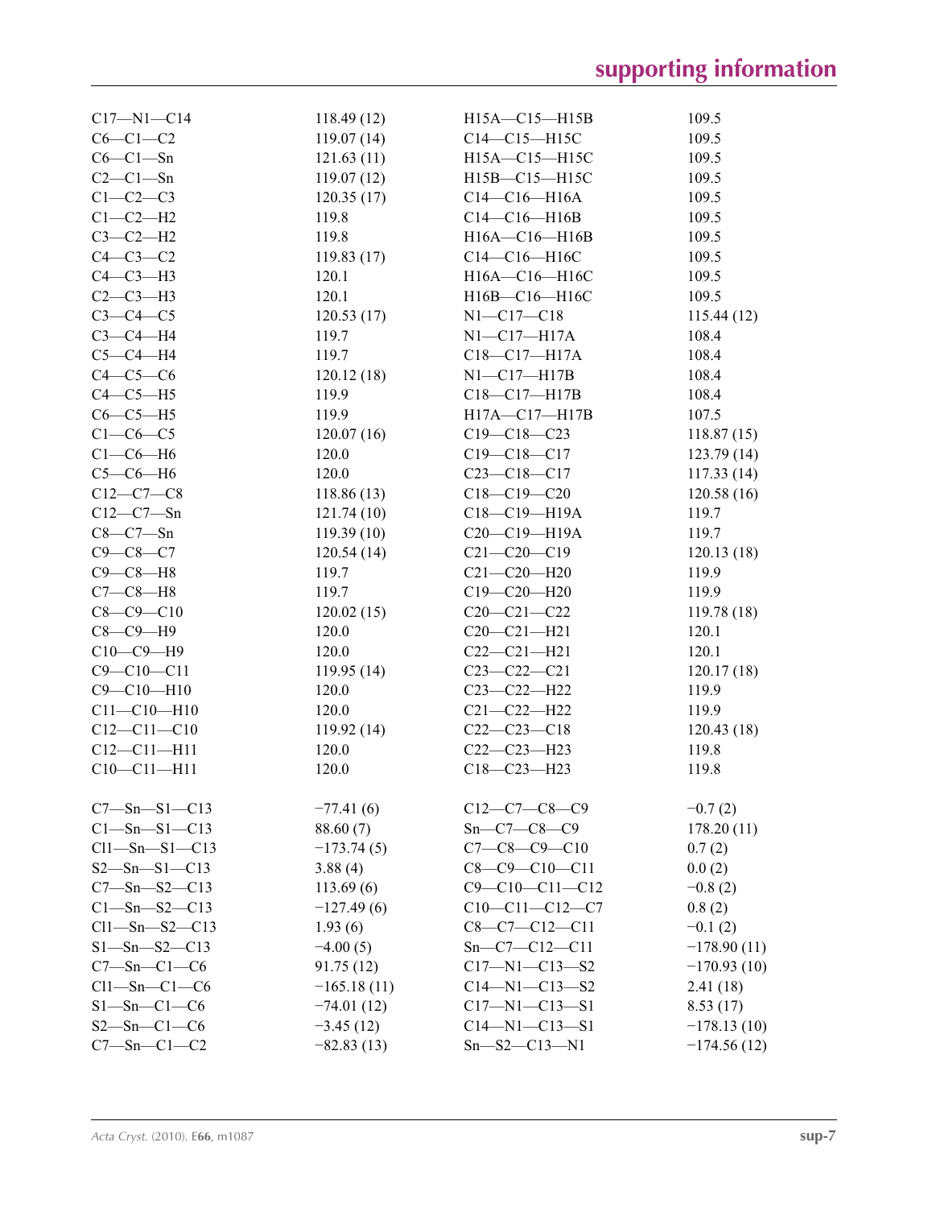| | | | |
|---|---|---|---|
| C17—N1—C14 | 118.49 (12) | H15A—C15—H15B | 109.5 |
| C6—C1—C2 | 119.07 (14) | C14—C15—H15C | 109.5 |
| C6—C1—Sn | 121.63 (11) | H15A—C15—H15C | 109.5 |
| C2—C1—Sn | 119.07 (12) | H15B—C15—H15C | 109.5 |
| C1—C2—C3 | 120.35 (17) | C14—C16—H16A | 109.5 |
| C1—C2—H2 | 119.8 | C14—C16—H16B | 109.5 |
| C3—C2—H2 | 119.8 | H16A—C16—H16B | 109.5 |
| C4—C3—C2 | 119.83 (17) | C14—C16—H16C | 109.5 |
| C4—C3—H3 | 120.1 | H16A—C16—H16C | 109.5 |
| C2—C3—H3 | 120.1 | H16B—C16—H16C | 109.5 |
| C3—C4—C5 | 120.53 (17) | N1—C17—C18 | 115.44 (12) |
| C3—C4—H4 | 119.7 | N1—C17—H17A | 108.4 |
| C5—C4—H4 | 119.7 | C18—C17—H17A | 108.4 |
| C4—C5—C6 | 120.12 (18) | N1—C17—H17B | 108.4 |
| C4—C5—H5 | 119.9 | C18—C17—H17B | 108.4 |
| C6—C5—H5 | 119.9 | H17A—C17—H17B | 107.5 |
| C1—C6—C5 | 120.07 (16) | C19—C18—C23 | 118.87 (15) |
| C1—C6—H6 | 120.0 | C19—C18—C17 | 123.79 (14) |
| C5—C6—H6 | 120.0 | C23—C18—C17 | 117.33 (14) |
| C12—C7—C8 | 118.86 (13) | C18—C19—C20 | 120.58 (16) |
| C12—C7—Sn | 121.74 (10) | C18—C19—H19A | 119.7 |
| C8—C7—Sn | 119.39 (10) | C20—C19—H19A | 119.7 |
| C9—C8—C7 | 120.54 (14) | C21—C20—C19 | 120.13 (18) |
| C9—C8—H8 | 119.7 | C21—C20—H20 | 119.9 |
| C7—C8—H8 | 119.7 | C19—C20—H20 | 119.9 |
| C8—C9—C10 | 120.02 (15) | C20—C21—C22 | 119.78 (18) |
| C8—C9—H9 | 120.0 | C20—C21—H21 | 120.1 |
| C10—C9—H9 | 120.0 | C22—C21—H21 | 120.1 |
| C9—C10—C11 | 119.95 (14) | C23—C22—C21 | 120.17 (18) |
| C9—C10—H10 | 120.0 | C23—C22—H22 | 119.9 |
| C11—C10—H10 | 120.0 | C21—C22—H22 | 119.9 |
| C12—C11—C10 | 119.92 (14) | C22—C23—C18 | 120.43 (18) |
| C12—C11—H11 | 120.0 | C22—C23—H23 | 119.8 |
| C10—C11—H11 | 120.0 | C18—C23—H23 | 119.8 |

| | | | |
|---|---|---|---|
| C7—Sn—S1—C13 | −77.41 (6) | C12—C7—C8—C9 | −0.7 (2) |
| C1—Sn—S1—C13 | 88.60 (7) | Sn—C7—C8—C9 | 178.20 (11) |
| Cl1—Sn—S1—C13 | −173.74 (5) | C7—C8—C9—C10 | 0.7 (2) |
| S2—Sn—S1—C13 | 3.88 (4) | C8—C9—C10—C11 | 0.0 (2) |
| C7—Sn—S2—C13 | 113.69 (6) | C9—C10—C11—C12 | −0.8 (2) |
| C1—Sn—S2—C13 | −127.49 (6) | C10—C11—C12—C7 | 0.8 (2) |
| Cl1—Sn—S2—C13 | 1.93 (6) | C8—C7—C12—C11 | −0.1 (2) |
| S1—Sn—S2—C13 | −4.00 (5) | Sn—C7—C12—C11 | −178.90 (11) |
| C7—Sn—C1—C6 | 91.75 (12) | C17—N1—C13—S2 | −170.93 (10) |
| Cl1—Sn—C1—C6 | −165.18 (11) | C14—N1—C13—S2 | 2.41 (18) |
| S1—Sn—C1—C6 | −74.01 (12) | C17—N1—C13—S1 | 8.53 (17) |
| S2—Sn—C1—C6 | −3.45 (12) | C14—N1—C13—S1 | −178.13 (10) |
| C7—Sn—C1—C2 | −82.83 (13) | Sn—S2—C13—N1 | −174.56 (12) |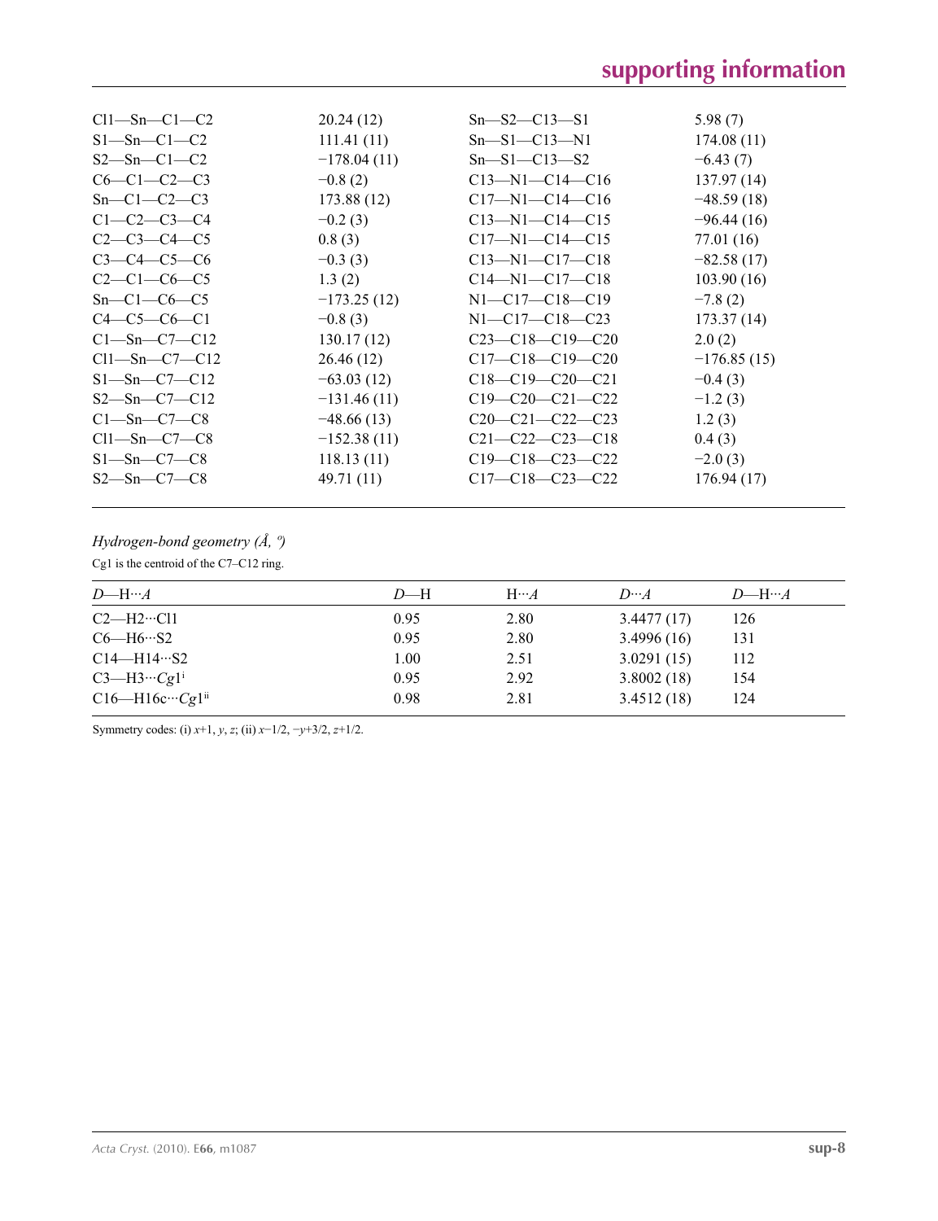| | | | |
|---|---|---|---|
| Cl1—Sn—C1—C2 | 20.24 (12) | Sn—S2—C13—S1 | 5.98 (7) |
| S1—Sn—C1—C2 | 111.41 (11) | Sn—S1—C13—N1 | 174.08 (11) |
| S2—Sn—C1—C2 | −178.04 (11) | Sn—S1—C13—S2 | −6.43 (7) |
| C6—C1—C2—C3 | −0.8 (2) | C13—N1—C14—C16 | 137.97 (14) |
| Sn—C1—C2—C3 | 173.88 (12) | C17—N1—C14—C16 | −48.59 (18) |
| C1—C2—C3—C4 | −0.2 (3) | C13—N1—C14—C15 | −96.44 (16) |
| C2—C3—C4—C5 | 0.8 (3) | C17—N1—C14—C15 | 77.01 (16) |
| C3—C4—C5—C6 | −0.3 (3) | C13—N1—C17—C18 | −82.58 (17) |
| C2—C1—C6—C5 | 1.3 (2) | C14—N1—C17—C18 | 103.90 (16) |
| Sn—C1—C6—C5 | −173.25 (12) | N1—C17—C18—C19 | −7.8 (2) |
| C4—C5—C6—C1 | −0.8 (3) | N1—C17—C18—C23 | 173.37 (14) |
| C1—Sn—C7—C12 | 130.17 (12) | C23—C18—C19—C20 | 2.0 (2) |
| Cl1—Sn—C7—C12 | 26.46 (12) | C17—C18—C19—C20 | −176.85 (15) |
| S1—Sn—C7—C12 | −63.03 (12) | C18—C19—C20—C21 | −0.4 (3) |
| S2—Sn—C7—C12 | −131.46 (11) | C19—C20—C21—C22 | −1.2 (3) |
| C1—Sn—C7—C8 | −48.66 (13) | C20—C21—C22—C23 | 1.2 (3) |
| Cl1—Sn—C7—C8 | −152.38 (11) | C21—C22—C23—C18 | 0.4 (3) |
| S1—Sn—C7—C8 | 118.13 (11) | C19—C18—C23—C22 | −2.0 (3) |
| S2—Sn—C7—C8 | 49.71 (11) | C17—C18—C23—C22 | 176.94 (17) |

### *Hydrogen-bond geometry (Å, º)*

Cg1 is the centroid of the C7–C12 ring.

| *D*—H···*A* | *D*—H | H···*A* | *D*···*A* | *D*—H···*A* |
|---|---|---|---|---|
| C2—H2···Cl1 | 0.95 | 2.80 | 3.4477 (17) | 126 |
| C6—H6···S2 | 0.95 | 2.80 | 3.4996 (16) | 131 |
| C14—H14···S2 | 1.00 | 2.51 | 3.0291 (15) | 112 |
| C3—H3···*Cg*1[i] | 0.95 | 2.92 | 3.8002 (18) | 154 |
| C16—H16c···*Cg*1[ii] | 0.98 | 2.81 | 3.4512 (18) | 124 |

Symmetry codes: (i) *x*+1, *y*, *z*; (ii) *x*−1/2, −*y*+3/2, *z*+1/2.